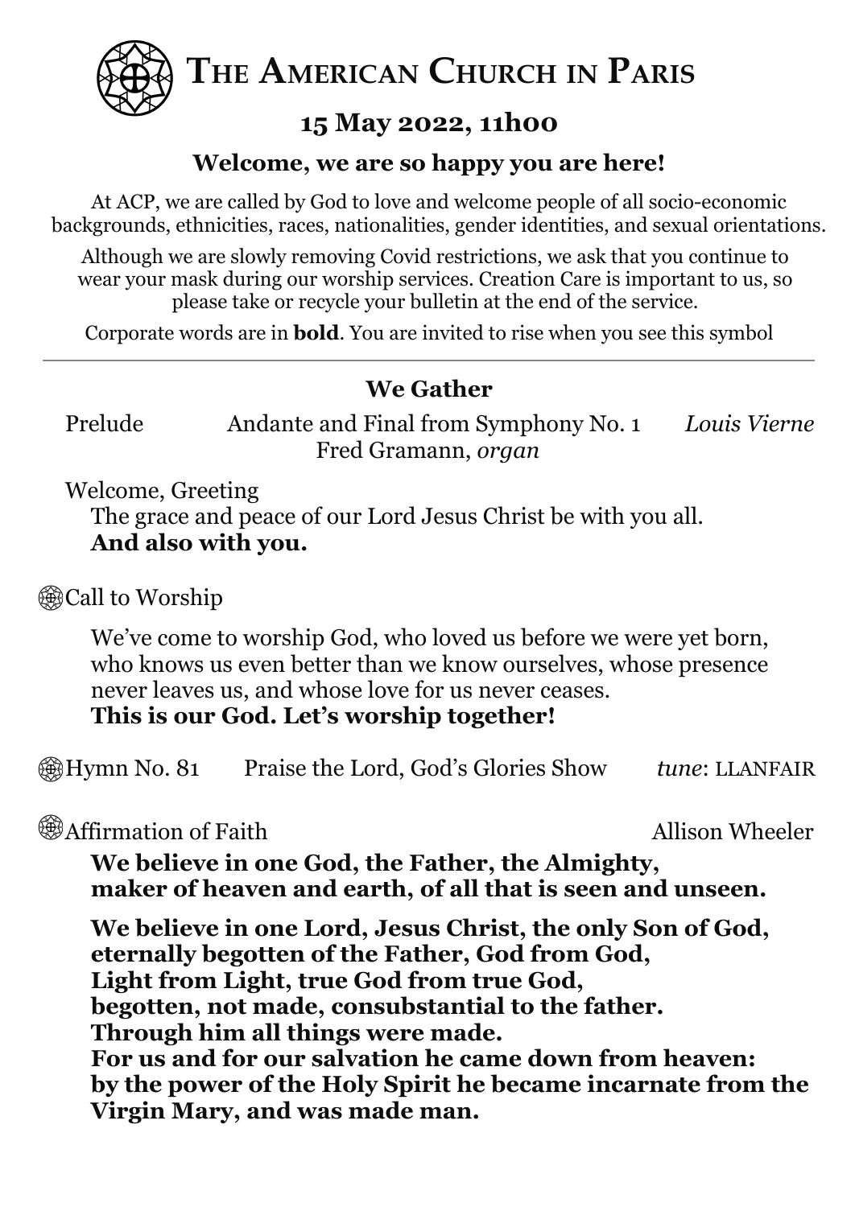# The American Church in Paris

## 15 May 2022, 11h00

### Welcome, we are so happy you are here!

At ACP, we are called by God to love and welcome people of all socio-economic backgrounds, ethnicities, races, nationalities, gender identities, and sexual orientations.

Although we are slowly removing Covid restrictions, we ask that you continue to wear your mask during our worship services. Creation Care is important to us, so please take or recycle your bulletin at the end of the service.

Corporate words are in **bold**. You are invited to rise when you see this symbol

---

### We Gather

Prelude — Andante and Final from Symphony No. 1 — *Louis Vierne*
Fred Gramann, *organ*

Welcome, Greeting

The grace and peace of our Lord Jesus Christ be with you all.
**And also with you.**

Call to Worship

We've come to worship God, who loved us before we were yet born, who knows us even better than we know ourselves, whose presence never leaves us, and whose love for us never ceases.
**This is our God. Let's worship together!**

Hymn No. 81 — Praise the Lord, God's Glories Show — *tune*: LLANFAIR

Affirmation of Faith — Allison Wheeler

**We believe in one God, the Father, the Almighty,**
**maker of heaven and earth, of all that is seen and unseen.**

**We believe in one Lord, Jesus Christ, the only Son of God,**
**eternally begotten of the Father, God from God,**
**Light from Light, true God from true God,**
**begotten, not made, consubstantial to the father.**
**Through him all things were made.**
**For us and for our salvation he came down from heaven:**
**by the power of the Holy Spirit he became incarnate from the Virgin Mary, and was made man.**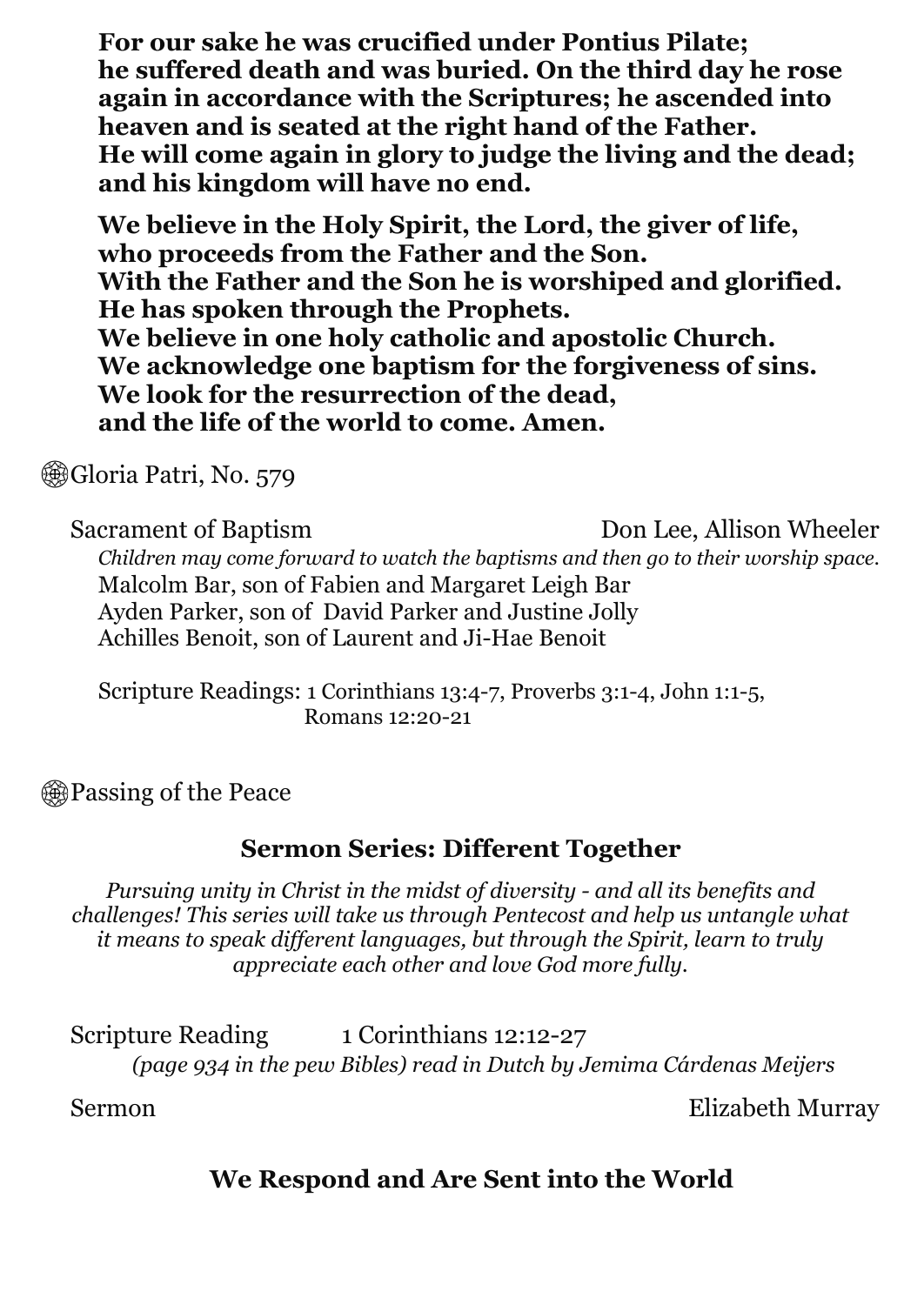**For our sake he was crucified under Pontius Pilate;
he suffered death and was buried. On the third day he rose again in accordance with the Scriptures; he ascended into heaven and is seated at the right hand of the Father.
He will come again in glory to judge the living and the dead; and his kingdom will have no end.**

**We believe in the Holy Spirit, the Lord, the giver of life,
who proceeds from the Father and the Son.
With the Father and the Son he is worshiped and glorified.
He has spoken through the Prophets.
We believe in one holy catholic and apostolic Church.
We acknowledge one baptism for the forgiveness of sins.
We look for the resurrection of the dead,
and the life of the world to come. Amen.**

۞Gloria Patri, No. 579

Sacrament of Baptism — Don Lee, Allison Wheeler

*Children may come forward to watch the baptisms and then go to their worship space.*

Malcolm Bar, son of Fabien and Margaret Leigh Bar
Ayden Parker, son of David Parker and Justine Jolly
Achilles Benoit, son of Laurent and Ji-Hae Benoit

Scripture Readings: 1 Corinthians 13:4-7, Proverbs 3:1-4, John 1:1-5, Romans 12:20-21

۞Passing of the Peace

## Sermon Series: Different Together

*Pursuing unity in Christ in the midst of diversity - and all its benefits and challenges! This series will take us through Pentecost and help us untangle what it means to speak different languages, but through the Spirit, learn to truly appreciate each other and love God more fully.*

Scripture Reading — 1 Corinthians 12:12-27
*(page 934 in the pew Bibles) read in Dutch by Jemima Cárdenas Meijers*

Sermon — Elizabeth Murray

## We Respond and Are Sent into the World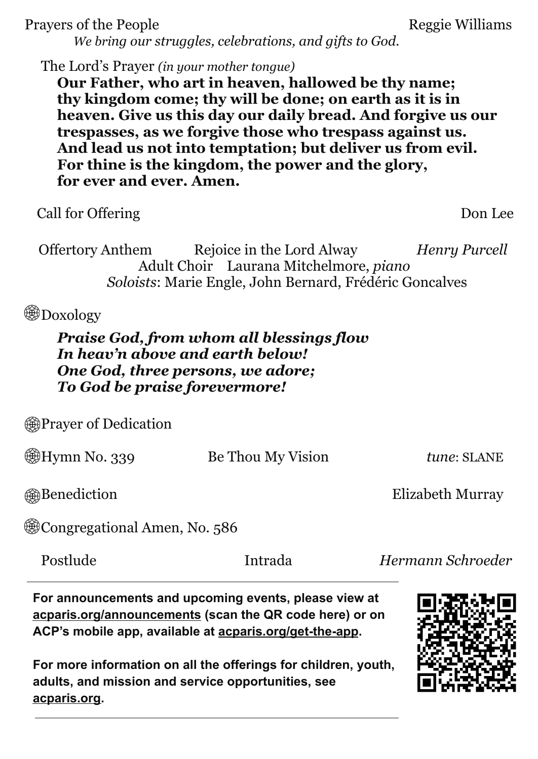Prayers of the People — Reggie Williams

*We bring our struggles, celebrations, and gifts to God.*

The Lord's Prayer *(in your mother tongue)*

**Our Father, who art in heaven, hallowed be thy name; thy kingdom come; thy will be done; on earth as it is in heaven. Give us this day our daily bread. And forgive us our trespasses, as we forgive those who trespass against us. And lead us not into temptation; but deliver us from evil. For thine is the kingdom, the power and the glory, for ever and ever. Amen.**

Call for Offering — Don Lee

Offertory Anthem — Rejoice in the Lord Alway — *Henry Purcell*

Adult Choir  Laurana Mitchelmore, *piano*

*Soloists*: Marie Engle, John Bernard, Frédéric Goncalves

Doxology

***Praise God, from whom all blessings flow***
***In heav'n above and earth below!***
***One God, three persons, we adore;***
***To God be praise forevermore!***

Prayer of Dedication

Hymn No. 339 — Be Thou My Vision — *tune*: SLANE

Benediction — Elizabeth Murray

Congregational Amen, No. 586

Postlude — Intrada — *Hermann Schroeder*

---

**For announcements and upcoming events, please view at acparis.org/announcements (scan the QR code here) or on ACP's mobile app, available at acparis.org/get-the-app.**

**For more information on all the offerings for children, youth, adults, and mission and service opportunities, see acparis.org.**

---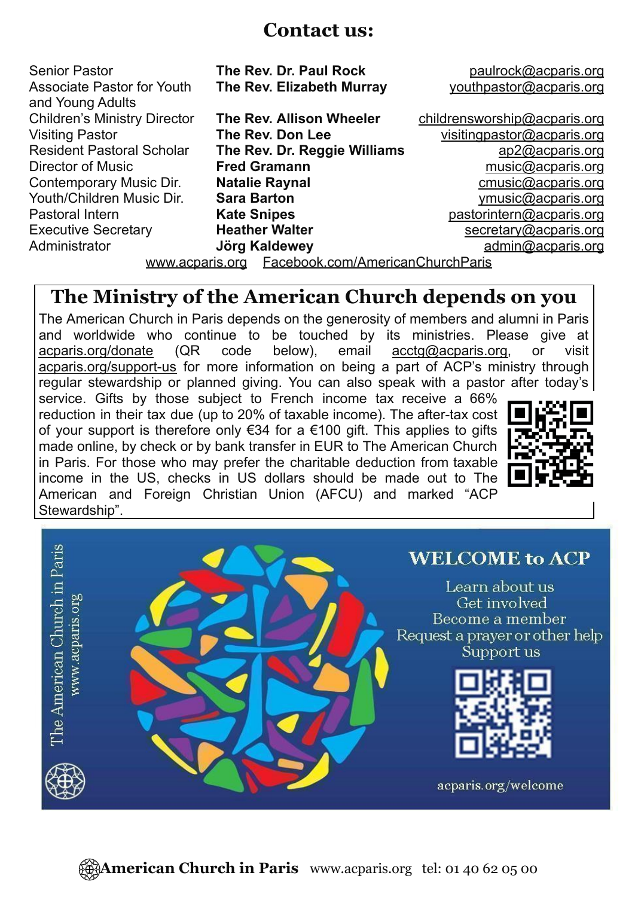## Contact us:

| | | |
|---|---|---|
| Senior Pastor | **The Rev. Dr. Paul Rock** | paulrock@acparis.org |
| Associate Pastor for Youth and Young Adults | **The Rev. Elizabeth Murray** | youthpastor@acparis.org |
| Children's Ministry Director | **The Rev. Allison Wheeler** | childrensworship@acparis.org |
| Visiting Pastor | **The Rev. Don Lee** | visitingpastor@acparis.org |
| Resident Pastoral Scholar | **The Rev. Dr. Reggie Williams** | ap2@acparis.org |
| Director of Music | **Fred Gramann** | music@acparis.org |
| Contemporary Music Dir. | **Natalie Raynal** | cmusic@acparis.org |
| Youth/Children Music Dir. | **Sara Barton** | ymusic@acparis.org |
| Pastoral Intern | **Kate Snipes** | pastorintern@acparis.org |
| Executive Secretary | **Heather Walter** | secretary@acparis.org |
| Administrator | **Jörg Kaldewey** | admin@acparis.org |

www.acparis.org Facebook.com/AmericanChurchParis

## The Ministry of the American Church depends on you

The American Church in Paris depends on the generosity of members and alumni in Paris and worldwide who continue to be touched by its ministries. Please give at acparis.org/donate (QR code below), email acctg@acparis.org, or visit acparis.org/support-us for more information on being a part of ACP's ministry through regular stewardship or planned giving. You can also speak with a pastor after today's service. Gifts by those subject to French income tax receive a 66% reduction in their tax due (up to 20% of taxable income). The after-tax cost of your support is therefore only €34 for a €100 gift. This applies to gifts made online, by check or by bank transfer in EUR to The American Church in Paris. For those who may prefer the charitable deduction from taxable income in the US, checks in US dollars should be made out to The American and Foreign Christian Union (AFCU) and marked "ACP Stewardship".

The American Church in Paris
www.acparis.org

**WELCOME to ACP**

Learn about us
Get involved
Become a member
Request a prayer or other help
Support us

acparis.org/welcome

**American Church in Paris** www.acparis.org tel: 01 40 62 05 00